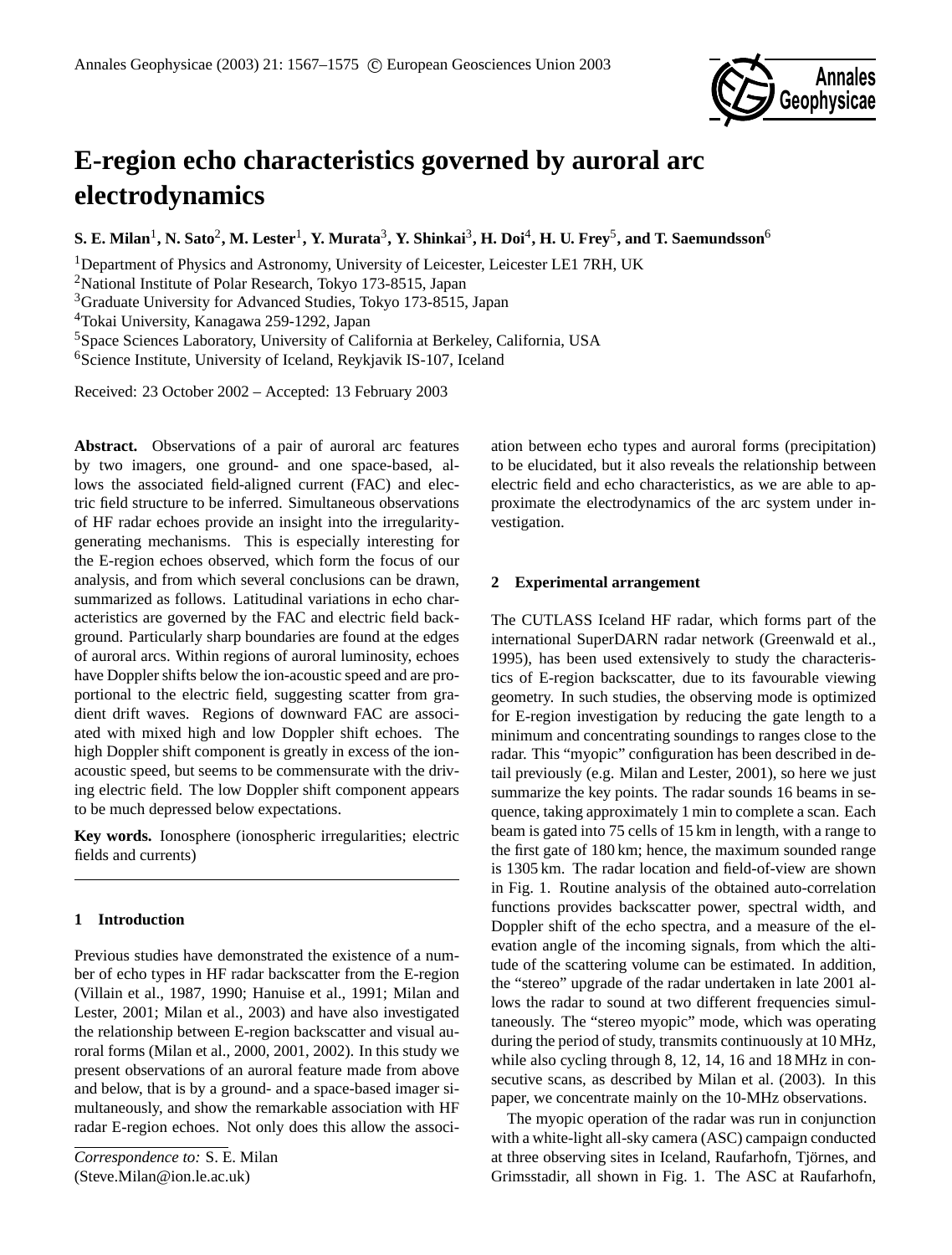# E-region echo characteristics governed by auroral arc electrodynamics

**S. E. Milan[1], N. Sato[2], M. Lester[1], Y. Murata[3], Y. Shinkai[3], H. Doi[4], H. U. Frey[5], and T. Saemundsson[6]**

[1]Department of Physics and Astronomy, University of Leicester, Leicester LE1 7RH, UK
[2]National Institute of Polar Research, Tokyo 173-8515, Japan
[3]Graduate University for Advanced Studies, Tokyo 173-8515, Japan
[4]Tokai University, Kanagawa 259-1292, Japan
[5]Space Sciences Laboratory, University of California at Berkeley, California, USA
[6]Science Institute, University of Iceland, Reykjavik IS-107, Iceland

Received: 23 October 2002 – Accepted: 13 February 2003

**Abstract.** Observations of a pair of auroral arc features by two imagers, one ground- and one space-based, allows the associated field-aligned current (FAC) and electric field structure to be inferred. Simultaneous observations of HF radar echoes provide an insight into the irregularity-generating mechanisms. This is especially interesting for the E-region echoes observed, which form the focus of our analysis, and from which several conclusions can be drawn, summarized as follows. Latitudinal variations in echo characteristics are governed by the FAC and electric field background. Particularly sharp boundaries are found at the edges of auroral arcs. Within regions of auroral luminosity, echoes have Doppler shifts below the ion-acoustic speed and are proportional to the electric field, suggesting scatter from gradient drift waves. Regions of downward FAC are associated with mixed high and low Doppler shift echoes. The high Doppler shift component is greatly in excess of the ion-acoustic speed, but seems to be commensurate with the driving electric field. The low Doppler shift component appears to be much depressed below expectations.

**Key words.** Ionosphere (ionospheric irregularities; electric fields and currents)

## 1 Introduction

Previous studies have demonstrated the existence of a number of echo types in HF radar backscatter from the E-region (Villain et al., 1987, 1990; Hanuise et al., 1991; Milan and Lester, 2001; Milan et al., 2003) and have also investigated the relationship between E-region backscatter and visual auroral forms (Milan et al., 2000, 2001, 2002). In this study we present observations of an auroral feature made from above and below, that is by a ground- and a space-based imager simultaneously, and show the remarkable association with HF radar E-region echoes. Not only does this allow the association between echo types and auroral forms (precipitation) to be elucidated, but it also reveals the relationship between electric field and echo characteristics, as we are able to approximate the electrodynamics of the arc system under investigation.

*Correspondence to:* S. E. Milan
(Steve.Milan@ion.le.ac.uk)

## 2 Experimental arrangement

The CUTLASS Iceland HF radar, which forms part of the international SuperDARN radar network (Greenwald et al., 1995), has been used extensively to study the characteristics of E-region backscatter, due to its favourable viewing geometry. In such studies, the observing mode is optimized for E-region investigation by reducing the gate length to a minimum and concentrating soundings to ranges close to the radar. This "myopic" configuration has been described in detail previously (e.g. Milan and Lester, 2001), so here we just summarize the key points. The radar sounds 16 beams in sequence, taking approximately 1 min to complete a scan. Each beam is gated into 75 cells of 15 km in length, with a range to the first gate of 180 km; hence, the maximum sounded range is 1305 km. The radar location and field-of-view are shown in Fig. 1. Routine analysis of the obtained auto-correlation functions provides backscatter power, spectral width, and Doppler shift of the echo spectra, and a measure of the elevation angle of the incoming signals, from which the altitude of the scattering volume can be estimated. In addition, the "stereo" upgrade of the radar undertaken in late 2001 allows the radar to sound at two different frequencies simultaneously. The "stereo myopic" mode, which was operating during the period of study, transmits continuously at 10 MHz, while also cycling through 8, 12, 14, 16 and 18 MHz in consecutive scans, as described by Milan et al. (2003). In this paper, we concentrate mainly on the 10-MHz observations.

The myopic operation of the radar was run in conjunction with a white-light all-sky camera (ASC) campaign conducted at three observing sites in Iceland, Raufarhofn, Tjörnes, and Grimsstadir, all shown in Fig. 1. The ASC at Raufarhofn,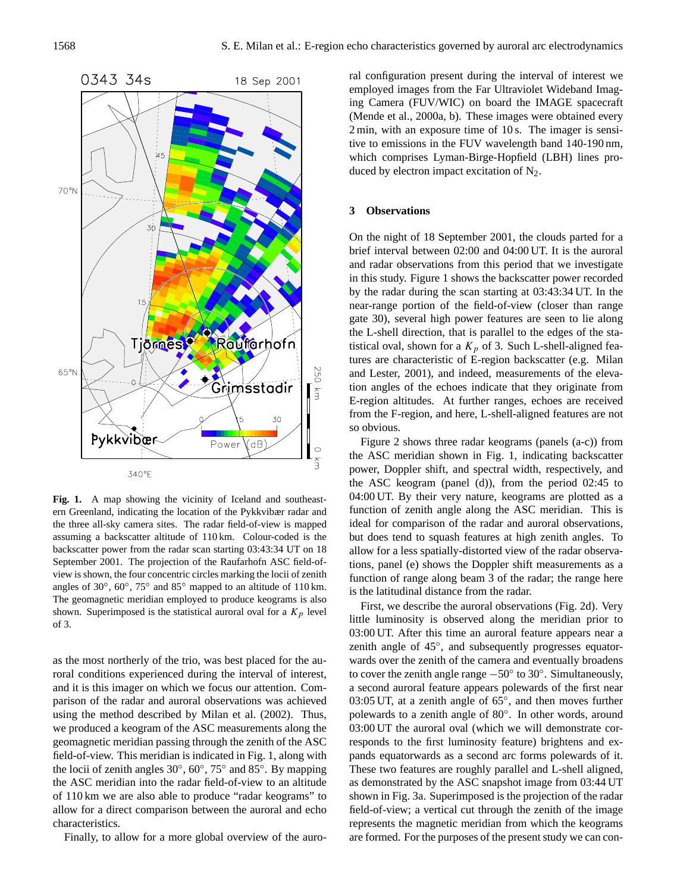**Fig. 1.** A map showing the vicinity of Iceland and southeastern Greenland, indicating the location of the Pykkvibær radar and the three all-sky camera sites. The radar field-of-view is mapped assuming a backscatter altitude of 110 km. Colour-coded is the backscatter power from the radar scan starting 03:43:34 UT on 18 September 2001. The projection of the Raufarhofn ASC field-of-view is shown, the four concentric circles marking the locii of zenith angles of 30°, 60°, 75° and 85° mapped to an altitude of 110 km. The geomagnetic meridian employed to produce keograms is also shown. Superimposed is the statistical auroral oval for a $K_p$ level of 3.

as the most northerly of the trio, was best placed for the auroral conditions experienced during the interval of interest, and it is this imager on which we focus our attention. Comparison of the radar and auroral observations was achieved using the method described by Milan et al. (2002). Thus, we produced a keogram of the ASC measurements along the geomagnetic meridian passing through the zenith of the ASC field-of-view. This meridian is indicated in Fig. 1, along with the locii of zenith angles 30°, 60°, 75° and 85°. By mapping the ASC meridian into the radar field-of-view to an altitude of 110 km we are also able to produce "radar keograms" to allow for a direct comparison between the auroral and echo characteristics.

Finally, to allow for a more global overview of the auroral configuration present during the interval of interest we employed images from the Far Ultraviolet Wideband Imaging Camera (FUV/WIC) on board the IMAGE spacecraft (Mende et al., 2000a, b). These images were obtained every 2 min, with an exposure time of 10 s. The imager is sensitive to emissions in the FUV wavelength band 140-190 nm, which comprises Lyman-Birge-Hopfield (LBH) lines produced by electron impact excitation of $N_2$.

## 3 Observations

On the night of 18 September 2001, the clouds parted for a brief interval between 02:00 and 04:00 UT. It is the auroral and radar observations from this period that we investigate in this study. Figure 1 shows the backscatter power recorded by the radar during the scan starting at 03:43:34 UT. In the near-range portion of the field-of-view (closer than range gate 30), several high power features are seen to lie along the L-shell direction, that is parallel to the edges of the statistical oval, shown for a $K_p$ of 3. Such L-shell-aligned features are characteristic of E-region backscatter (e.g. Milan and Lester, 2001), and indeed, measurements of the elevation angles of the echoes indicate that they originate from E-region altitudes. At further ranges, echoes are received from the F-region, and here, L-shell-aligned features are not so obvious.

Figure 2 shows three radar keograms (panels (a-c)) from the ASC meridian shown in Fig. 1, indicating backscatter power, Doppler shift, and spectral width, respectively, and the ASC keogram (panel (d)), from the period 02:45 to 04:00 UT. By their very nature, keograms are plotted as a function of zenith angle along the ASC meridian. This is ideal for comparison of the radar and auroral observations, but does tend to squash features at high zenith angles. To allow for a less spatially-distorted view of the radar observations, panel (e) shows the Doppler shift measurements as a function of range along beam 3 of the radar; the range here is the latitudinal distance from the radar.

First, we describe the auroral observations (Fig. 2d). Very little luminosity is observed along the meridian prior to 03:00 UT. After this time an auroral feature appears near a zenith angle of 45°, and subsequently progresses equatorwards over the zenith of the camera and eventually broadens to cover the zenith angle range −50° to 30°. Simultaneously, a second auroral feature appears polewards of the first near 03:05 UT, at a zenith angle of 65°, and then moves further polewards to a zenith angle of 80°. In other words, around 03:00 UT the auroral oval (which we will demonstrate corresponds to the first luminosity feature) brightens and expands equatorwards as a second arc forms polewards of it. These two features are roughly parallel and L-shell aligned, as demonstrated by the ASC snapshot image from 03:44 UT shown in Fig. 3a. Superimposed is the projection of the radar field-of-view; a vertical cut through the zenith of the image represents the magnetic meridian from which the keograms are formed. For the purposes of the present study we can con-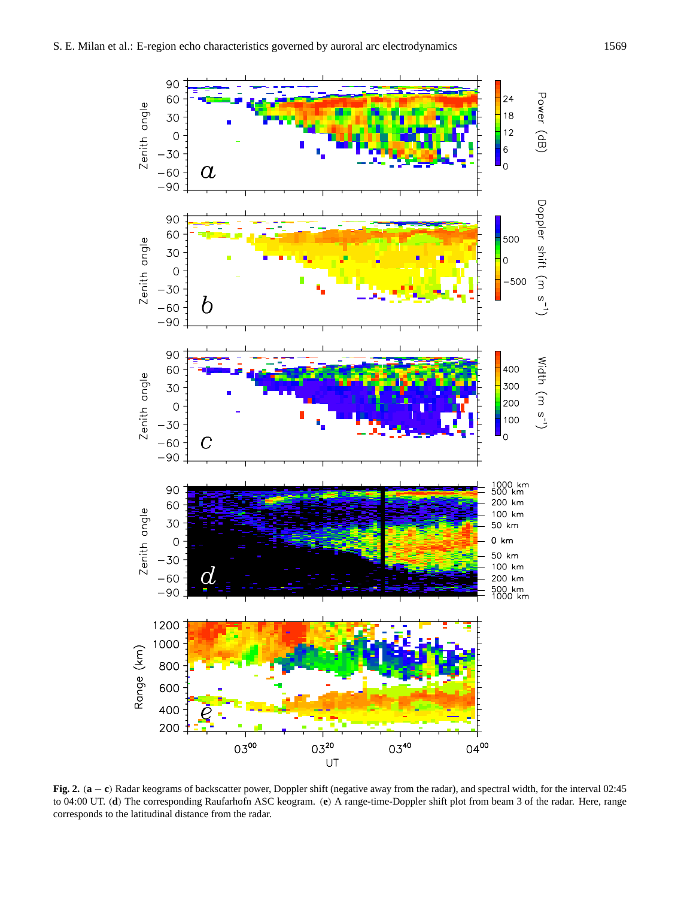**Fig. 2.** (**a** − **c**) Radar keograms of backscatter power, Doppler shift (negative away from the radar), and spectral width, for the interval 02:45 to 04:00 UT. (**d**) The corresponding Raufarhofn ASC keogram. (**e**) A range-time-Doppler shift plot from beam 3 of the radar. Here, range corresponds to the latitudinal distance from the radar.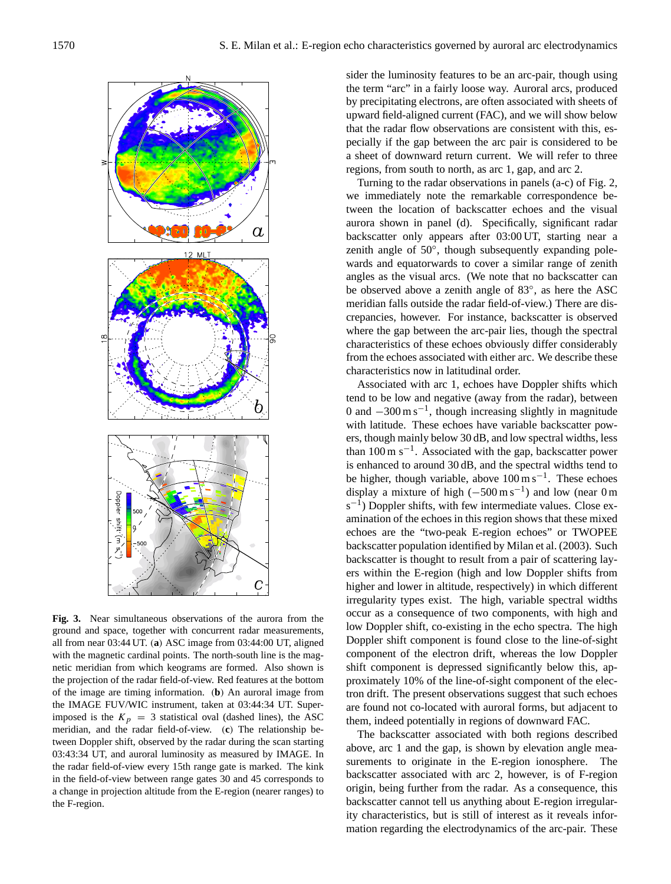**Fig. 3.** Near simultaneous observations of the aurora from the ground and space, together with concurrent radar measurements, all from near 03:44 UT. (**a**) ASC image from 03:44:00 UT, aligned with the magnetic cardinal points. The north-south line is the magnetic meridian from which keograms are formed. Also shown is the projection of the radar field-of-view. Red features at the bottom of the image are timing information. (**b**) An auroral image from the IMAGE FUV/WIC instrument, taken at 03:44:34 UT. Superimposed is the $K_p = 3$ statistical oval (dashed lines), the ASC meridian, and the radar field-of-view. (**c**) The relationship between Doppler shift, observed by the radar during the scan starting 03:43:34 UT, and auroral luminosity as measured by IMAGE. In the radar field-of-view every 15th range gate is marked. The kink in the field-of-view between range gates 30 and 45 corresponds to a change in projection altitude from the E-region (nearer ranges) to the F-region.

sider the luminosity features to be an arc-pair, though using the term "arc" in a fairly loose way. Auroral arcs, produced by precipitating electrons, are often associated with sheets of upward field-aligned current (FAC), and we will show below that the radar flow observations are consistent with this, especially if the gap between the arc pair is considered to be a sheet of downward return current. We will refer to three regions, from south to north, as arc 1, gap, and arc 2.

Turning to the radar observations in panels (a-c) of Fig. 2, we immediately note the remarkable correspondence between the location of backscatter echoes and the visual aurora shown in panel (d). Specifically, significant radar backscatter only appears after 03:00 UT, starting near a zenith angle of 50°, though subsequently expanding polewards and equatorwards to cover a similar range of zenith angles as the visual arcs. (We note that no backscatter can be observed above a zenith angle of 83°, as here the ASC meridian falls outside the radar field-of-view.) There are discrepancies, however. For instance, backscatter is observed where the gap between the arc-pair lies, though the spectral characteristics of these echoes obviously differ considerably from the echoes associated with either arc. We describe these characteristics now in latitudinal order.

Associated with arc 1, echoes have Doppler shifts which tend to be low and negative (away from the radar), between 0 and $-300\,\mathrm{m\,s^{-1}}$, though increasing slightly in magnitude with latitude. These echoes have variable backscatter powers, though mainly below 30 dB, and low spectral widths, less than $100\,\mathrm{m\ s^{-1}}$. Associated with the gap, backscatter power is enhanced to around 30 dB, and the spectral widths tend to be higher, though variable, above $100\,\mathrm{m\,s^{-1}}$. These echoes display a mixture of high ($-500\,\mathrm{m\,s^{-1}}$) and low (near $0\,\mathrm{m\ s^{-1}}$) Doppler shifts, with few intermediate values. Close examination of the echoes in this region shows that these mixed echoes are the "two-peak E-region echoes" or TWOPEE backscatter population identified by Milan et al. (2003). Such backscatter is thought to result from a pair of scattering layers within the E-region (high and low Doppler shifts from higher and lower in altitude, respectively) in which different irregularity types exist. The high, variable spectral widths occur as a consequence of two components, with high and low Doppler shift, co-existing in the echo spectra. The high Doppler shift component is found close to the line-of-sight component of the electron drift, whereas the low Doppler shift component is depressed significantly below this, approximately 10% of the line-of-sight component of the electron drift. The present observations suggest that such echoes are found not co-located with auroral forms, but adjacent to them, indeed potentially in regions of downward FAC.

The backscatter associated with both regions described above, arc 1 and the gap, is shown by elevation angle measurements to originate in the E-region ionosphere. The backscatter associated with arc 2, however, is of F-region origin, being further from the radar. As a consequence, this backscatter cannot tell us anything about E-region irregularity characteristics, but is still of interest as it reveals information regarding the electrodynamics of the arc-pair. These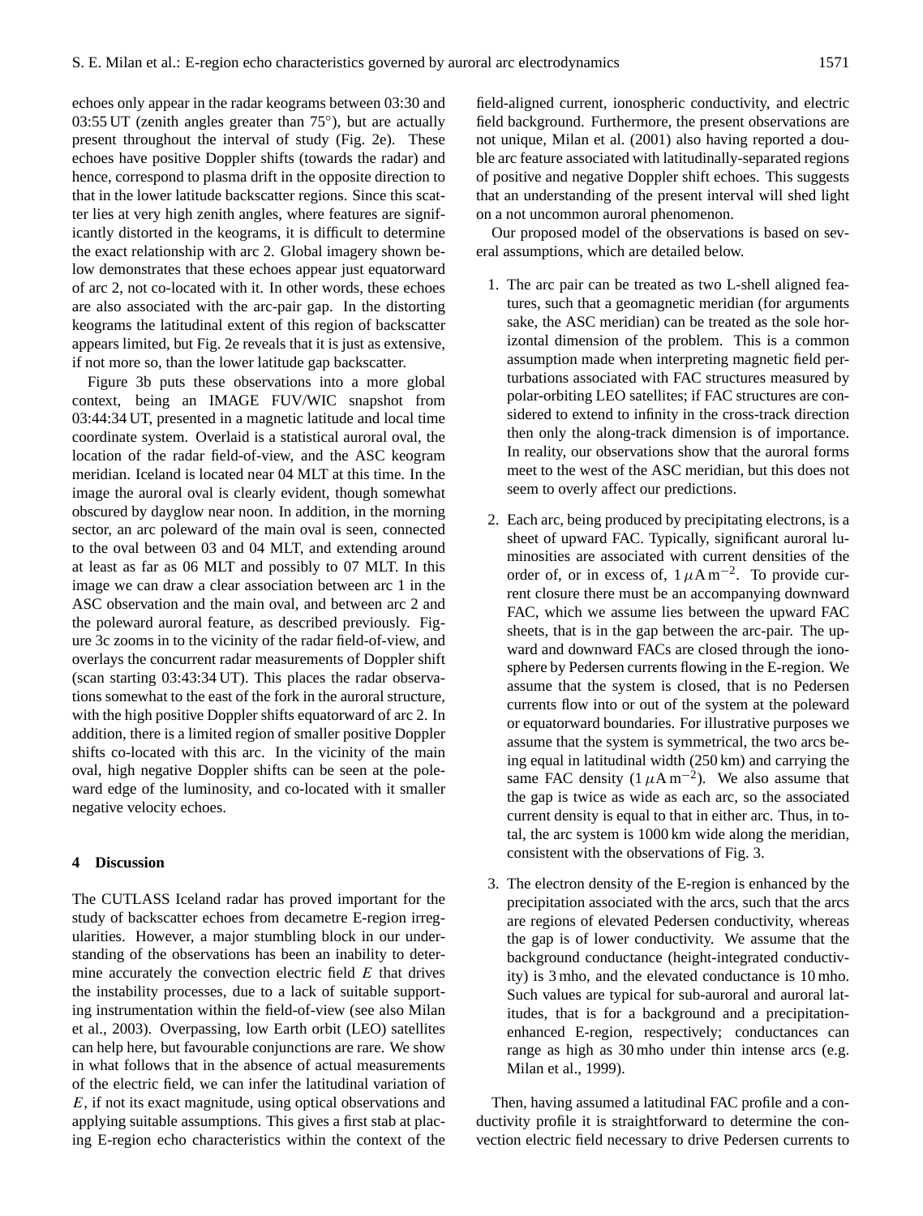echoes only appear in the radar keograms between 03:30 and 03:55 UT (zenith angles greater than 75°), but are actually present throughout the interval of study (Fig. 2e). These echoes have positive Doppler shifts (towards the radar) and hence, correspond to plasma drift in the opposite direction to that in the lower latitude backscatter regions. Since this scatter lies at very high zenith angles, where features are significantly distorted in the keograms, it is difficult to determine the exact relationship with arc 2. Global imagery shown below demonstrates that these echoes appear just equatorward of arc 2, not co-located with it. In other words, these echoes are also associated with the arc-pair gap. In the distorting keograms the latitudinal extent of this region of backscatter appears limited, but Fig. 2e reveals that it is just as extensive, if not more so, than the lower latitude gap backscatter.

Figure 3b puts these observations into a more global context, being an IMAGE FUV/WIC snapshot from 03:44:34 UT, presented in a magnetic latitude and local time coordinate system. Overlaid is a statistical auroral oval, the location of the radar field-of-view, and the ASC keogram meridian. Iceland is located near 04 MLT at this time. In the image the auroral oval is clearly evident, though somewhat obscured by dayglow near noon. In addition, in the morning sector, an arc poleward of the main oval is seen, connected to the oval between 03 and 04 MLT, and extending around at least as far as 06 MLT and possibly to 07 MLT. In this image we can draw a clear association between arc 1 in the ASC observation and the main oval, and between arc 2 and the poleward auroral feature, as described previously. Figure 3c zooms in to the vicinity of the radar field-of-view, and overlays the concurrent radar measurements of Doppler shift (scan starting 03:43:34 UT). This places the radar observations somewhat to the east of the fork in the auroral structure, with the high positive Doppler shifts equatorward of arc 2. In addition, there is a limited region of smaller positive Doppler shifts co-located with this arc. In the vicinity of the main oval, high negative Doppler shifts can be seen at the poleward edge of the luminosity, and co-located with it smaller negative velocity echoes.

## 4 Discussion

The CUTLASS Iceland radar has proved important for the study of backscatter echoes from decametre E-region irregularities. However, a major stumbling block in our understanding of the observations has been an inability to determine accurately the convection electric field $E$ that drives the instability processes, due to a lack of suitable supporting instrumentation within the field-of-view (see also Milan et al., 2003). Overpassing, low Earth orbit (LEO) satellites can help here, but favourable conjunctions are rare. We show in what follows that in the absence of actual measurements of the electric field, we can infer the latitudinal variation of $E$, if not its exact magnitude, using optical observations and applying suitable assumptions. This gives a first stab at placing E-region echo characteristics within the context of the field-aligned current, ionospheric conductivity, and electric field background. Furthermore, the present observations are not unique, Milan et al. (2001) also having reported a double arc feature associated with latitudinally-separated regions of positive and negative Doppler shift echoes. This suggests that an understanding of the present interval will shed light on a not uncommon auroral phenomenon.

Our proposed model of the observations is based on several assumptions, which are detailed below.

1. The arc pair can be treated as two L-shell aligned features, such that a geomagnetic meridian (for arguments sake, the ASC meridian) can be treated as the sole horizontal dimension of the problem. This is a common assumption made when interpreting magnetic field perturbations associated with FAC structures measured by polar-orbiting LEO satellites; if FAC structures are considered to extend to infinity in the cross-track direction then only the along-track dimension is of importance. In reality, our observations show that the auroral forms meet to the west of the ASC meridian, but this does not seem to overly affect our predictions.

2. Each arc, being produced by precipitating electrons, is a sheet of upward FAC. Typically, significant auroral luminosities are associated with current densities of the order of, or in excess of, $1\,\mu\mathrm{A\,m^{-2}}$. To provide current closure there must be an accompanying downward FAC, which we assume lies between the upward FAC sheets, that is in the gap between the arc-pair. The upward and downward FACs are closed through the ionosphere by Pedersen currents flowing in the E-region. We assume that the system is closed, that is no Pedersen currents flow into or out of the system at the poleward or equatorward boundaries. For illustrative purposes we assume that the system is symmetrical, the two arcs being equal in latitudinal width (250 km) and carrying the same FAC density ($1\,\mu\mathrm{A\,m^{-2}}$). We also assume that the gap is twice as wide as each arc, so the associated current density is equal to that in either arc. Thus, in total, the arc system is 1000 km wide along the meridian, consistent with the observations of Fig. 3.

3. The electron density of the E-region is enhanced by the precipitation associated with the arcs, such that the arcs are regions of elevated Pedersen conductivity, whereas the gap is of lower conductivity. We assume that the background conductance (height-integrated conductivity) is 3 mho, and the elevated conductance is 10 mho. Such values are typical for sub-auroral and auroral latitudes, that is for a background and a precipitation-enhanced E-region, respectively; conductances can range as high as 30 mho under thin intense arcs (e.g. Milan et al., 1999).

Then, having assumed a latitudinal FAC profile and a conductivity profile it is straightforward to determine the convection electric field necessary to drive Pedersen currents to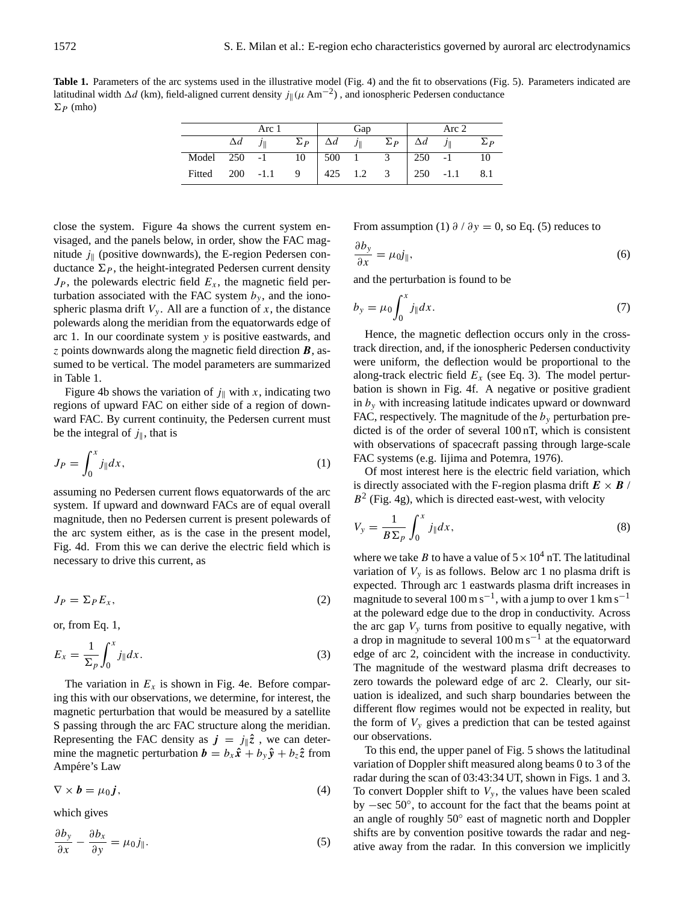**Table 1.** Parameters of the arc systems used in the illustrative model (Fig. 4) and the fit to observations (Fig. 5). Parameters indicated are latitudinal width $\Delta d$ (km), field-aligned current density $j_{\parallel}$ ($\mu$ Am$^{-2}$), and ionospheric Pedersen conductance $\Sigma_P$ (mho)

| | Arc 1 | | | Gap | | | Arc 2 | | |
|---|---|---|---|---|---|---|---|---|---|
| | $\Delta d$ | $j_{\parallel}$ | $\Sigma_P$ | $\Delta d$ | $j_{\parallel}$ | $\Sigma_P$ | $\Delta d$ | $j_{\parallel}$ | $\Sigma_P$ |
| Model | 250 | -1 | 10 | 500 | 1 | 3 | 250 | -1 | 10 |
| Fitted | 200 | -1.1 | 9 | 425 | 1.2 | 3 | 250 | -1.1 | 8.1 |

close the system. Figure 4a shows the current system envisaged, and the panels below, in order, show the FAC magnitude $j_{\parallel}$ (positive downwards), the E-region Pedersen conductance $\Sigma_P$, the height-integrated Pedersen current density $J_P$, the polewards electric field $E_x$, the magnetic field perturbation associated with the FAC system $b_y$, and the ionospheric plasma drift $V_y$. All are a function of $x$, the distance polewards along the meridian from the equatorwards edge of arc 1. In our coordinate system $y$ is positive eastwards, and $z$ points downwards along the magnetic field direction $\boldsymbol{B}$, assumed to be vertical. The model parameters are summarized in Table 1.

Figure 4b shows the variation of $j_{\parallel}$ with $x$, indicating two regions of upward FAC on either side of a region of downward FAC. By current continuity, the Pedersen current must be the integral of $j_{\parallel}$, that is

$$J_P = \int_0^x j_{\parallel} dx, \tag{1}$$

assuming no Pedersen current flows equatorwards of the arc system. If upward and downward FACs are of equal overall magnitude, then no Pedersen current is present polewards of the arc system either, as is the case in the present model, Fig. 4d. From this we can derive the electric field which is necessary to drive this current, as

$$J_P = \Sigma_P E_x, \tag{2}$$

or, from Eq. 1,

$$E_x = \frac{1}{\Sigma_p} \int_0^x j_{\parallel} dx. \tag{3}$$

The variation in $E_x$ is shown in Fig. 4e. Before comparing this with our observations, we determine, for interest, the magnetic perturbation that would be measured by a satellite S passing through the arc FAC structure along the meridian. Representing the FAC density as $\boldsymbol{j} = j_{\parallel} \hat{\boldsymbol{z}}$, we can determine the magnetic perturbation $\boldsymbol{b} = b_x \hat{\boldsymbol{x}} + b_y \hat{\boldsymbol{y}} + b_z \hat{\boldsymbol{z}}$ from Ampére's Law

$$\nabla \times \boldsymbol{b} = \mu_0 \boldsymbol{j}, \tag{4}$$

which gives

$$\frac{\partial b_y}{\partial x} - \frac{\partial b_x}{\partial y} = \mu_0 j_{\parallel}. \tag{5}$$

From assumption (1) $\partial / \partial y = 0$, so Eq. (5) reduces to

$$\frac{\partial b_y}{\partial x} = \mu_0 j_{\parallel}, \tag{6}$$

and the perturbation is found to be

$$b_y = \mu_0 \int_0^x j_{\parallel} dx. \tag{7}$$

Hence, the magnetic deflection occurs only in the cross-track direction, and, if the ionospheric Pedersen conductivity were uniform, the deflection would be proportional to the along-track electric field $E_x$ (see Eq. 3). The model perturbation is shown in Fig. 4f. A negative or positive gradient in $b_y$ with increasing latitude indicates upward or downward FAC, respectively. The magnitude of the $b_y$ perturbation predicted is of the order of several 100 nT, which is consistent with observations of spacecraft passing through large-scale FAC systems (e.g. Iijima and Potemra, 1976).

Of most interest here is the electric field variation, which is directly associated with the F-region plasma drift $\boldsymbol{E} \times \boldsymbol{B} / B^2$ (Fig. 4g), which is directed east-west, with velocity

$$V_y = \frac{1}{B \Sigma_p} \int_0^x j_{\parallel} dx, \tag{8}$$

where we take $B$ to have a value of $5 \times 10^4$ nT. The latitudinal variation of $V_y$ is as follows. Below arc 1 no plasma drift is expected. Through arc 1 eastwards plasma drift increases in magnitude to several 100 m s$^{-1}$, with a jump to over 1 km s$^{-1}$ at the poleward edge due to the drop in conductivity. Across the arc gap $V_y$ turns from positive to equally negative, with a drop in magnitude to several 100 m s$^{-1}$ at the equatorward edge of arc 2, coincident with the increase in conductivity. The magnitude of the westward plasma drift decreases to zero towards the poleward edge of arc 2. Clearly, our situation is idealized, and such sharp boundaries between the different flow regimes would not be expected in reality, but the form of $V_y$ gives a prediction that can be tested against our observations.

To this end, the upper panel of Fig. 5 shows the latitudinal variation of Doppler shift measured along beams 0 to 3 of the radar during the scan of 03:43:34 UT, shown in Figs. 1 and 3. To convert Doppler shift to $V_y$, the values have been scaled by $-\sec 50°$, to account for the fact that the beams point at an angle of roughly 50° east of magnetic north and Doppler shifts are by convention positive towards the radar and negative away from the radar. In this conversion we implicitly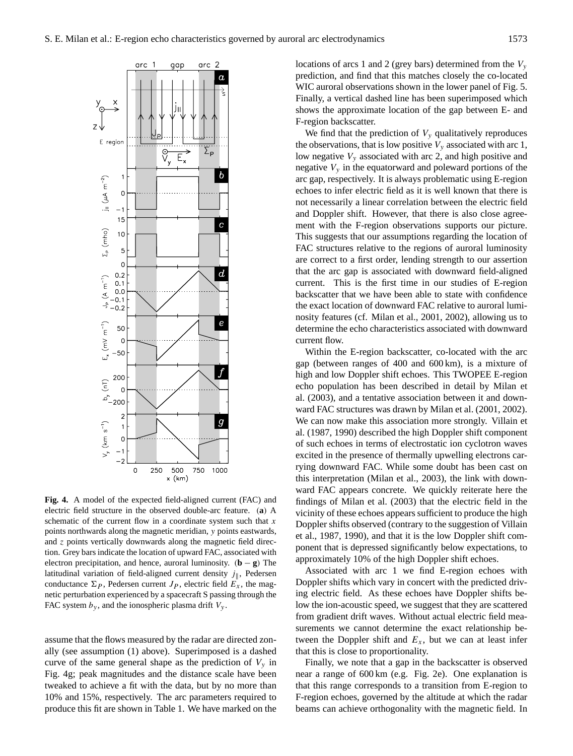**Fig. 4.** A model of the expected field-aligned current (FAC) and electric field structure in the observed double-arc feature. (**a**) A schematic of the current flow in a coordinate system such that $x$ points northwards along the magnetic meridian, $y$ points eastwards, and $z$ points vertically downwards along the magnetic field direction. Grey bars indicate the location of upward FAC, associated with electron precipitation, and hence, auroral luminosity. (**b** – **g**) The latitudinal variation of field-aligned current density $j_{\parallel}$, Pedersen conductance $\Sigma_P$, Pedersen current $J_P$, electric field $E_x$, the magnetic perturbation experienced by a spacecraft S passing through the FAC system $b_y$, and the ionospheric plasma drift $V_y$.

assume that the flows measured by the radar are directed zonally (see assumption (1) above). Superimposed is a dashed curve of the same general shape as the prediction of $V_y$ in Fig. 4g; peak magnitudes and the distance scale have been tweaked to achieve a fit with the data, but by no more than 10% and 15%, respectively. The arc parameters required to produce this fit are shown in Table 1. We have marked on the locations of arcs 1 and 2 (grey bars) determined from the $V_y$ prediction, and find that this matches closely the co-located WIC auroral observations shown in the lower panel of Fig. 5. Finally, a vertical dashed line has been superimposed which shows the approximate location of the gap between E- and F-region backscatter.

We find that the prediction of $V_y$ qualitatively reproduces the observations, that is low positive $V_y$ associated with arc 1, low negative $V_y$ associated with arc 2, and high positive and negative $V_y$ in the equatorward and poleward portions of the arc gap, respectively. It is always problematic using E-region echoes to infer electric field as it is well known that there is not necessarily a linear correlation between the electric field and Doppler shift. However, that there is also close agreement with the F-region observations supports our picture. This suggests that our assumptions regarding the location of FAC structures relative to the regions of auroral luminosity are correct to a first order, lending strength to our assertion that the arc gap is associated with downward field-aligned current. This is the first time in our studies of E-region backscatter that we have been able to state with confidence the exact location of downward FAC relative to auroral luminosity features (cf. Milan et al., 2001, 2002), allowing us to determine the echo characteristics associated with downward current flow.

Within the E-region backscatter, co-located with the arc gap (between ranges of 400 and 600 km), is a mixture of high and low Doppler shift echoes. This TWOPEE E-region echo population has been described in detail by Milan et al. (2003), and a tentative association between it and downward FAC structures was drawn by Milan et al. (2001, 2002). We can now make this association more strongly. Villain et al. (1987, 1990) described the high Doppler shift component of such echoes in terms of electrostatic ion cyclotron waves excited in the presence of thermally upwelling electrons carrying downward FAC. While some doubt has been cast on this interpretation (Milan et al., 2003), the link with downward FAC appears concrete. We quickly reiterate here the findings of Milan et al. (2003) that the electric field in the vicinity of these echoes appears sufficient to produce the high Doppler shifts observed (contrary to the suggestion of Villain et al., 1987, 1990), and that it is the low Doppler shift component that is depressed significantly below expectations, to approximately 10% of the high Doppler shift echoes.

Associated with arc 1 we find E-region echoes with Doppler shifts which vary in concert with the predicted driving electric field. As these echoes have Doppler shifts below the ion-acoustic speed, we suggest that they are scattered from gradient drift waves. Without actual electric field measurements we cannot determine the exact relationship between the Doppler shift and $E_x$, but we can at least infer that this is close to proportionality.

Finally, we note that a gap in the backscatter is observed near a range of 600 km (e.g. Fig. 2e). One explanation is that this range corresponds to a transition from E-region to F-region echoes, governed by the altitude at which the radar beams can achieve orthogonality with the magnetic field. In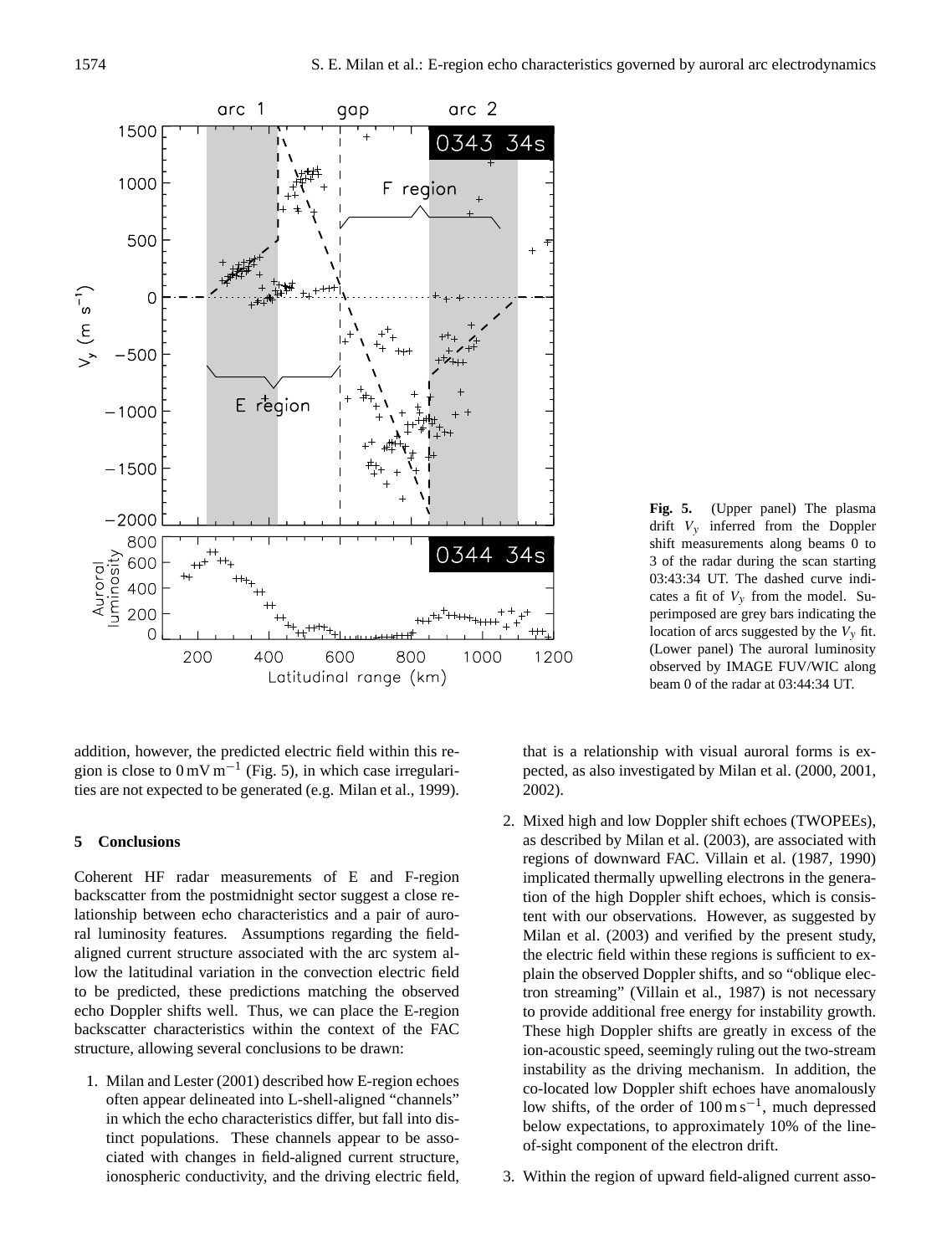**Fig. 5.** (Upper panel) The plasma drift $V_y$ inferred from the Doppler shift measurements along beams 0 to 3 of the radar during the scan starting 03:43:34 UT. The dashed curve indicates a fit of $V_y$ from the model. Superimposed are grey bars indicating the location of arcs suggested by the $V_y$ fit. (Lower panel) The auroral luminosity observed by IMAGE FUV/WIC along beam 0 of the radar at 03:44:34 UT.

addition, however, the predicted electric field within this region is close to $0\,\mathrm{mV\,m^{-1}}$ (Fig. 5), in which case irregularities are not expected to be generated (e.g. Milan et al., 1999).

## 5 Conclusions

Coherent HF radar measurements of E and F-region backscatter from the postmidnight sector suggest a close relationship between echo characteristics and a pair of auroral luminosity features. Assumptions regarding the field-aligned current structure associated with the arc system allow the latitudinal variation in the convection electric field to be predicted, these predictions matching the observed echo Doppler shifts well. Thus, we can place the E-region backscatter characteristics within the context of the FAC structure, allowing several conclusions to be drawn:

1. Milan and Lester (2001) described how E-region echoes often appear delineated into L-shell-aligned "channels" in which the echo characteristics differ, but fall into distinct populations. These channels appear to be associated with changes in field-aligned current structure, ionospheric conductivity, and the driving electric field, that is a relationship with visual auroral forms is expected, as also investigated by Milan et al. (2000, 2001, 2002).

2. Mixed high and low Doppler shift echoes (TWOPEEs), as described by Milan et al. (2003), are associated with regions of downward FAC. Villain et al. (1987, 1990) implicated thermally upwelling electrons in the generation of the high Doppler shift echoes, which is consistent with our observations. However, as suggested by Milan et al. (2003) and verified by the present study, the electric field within these regions is sufficient to explain the observed Doppler shifts, and so "oblique electron streaming" (Villain et al., 1987) is not necessary to provide additional free energy for instability growth. These high Doppler shifts are greatly in excess of the ion-acoustic speed, seemingly ruling out the two-stream instability as the driving mechanism. In addition, the co-located low Doppler shift echoes have anomalously low shifts, of the order of $100\,\mathrm{m\,s^{-1}}$, much depressed below expectations, to approximately 10% of the line-of-sight component of the electron drift.

3. Within the region of upward field-aligned current asso-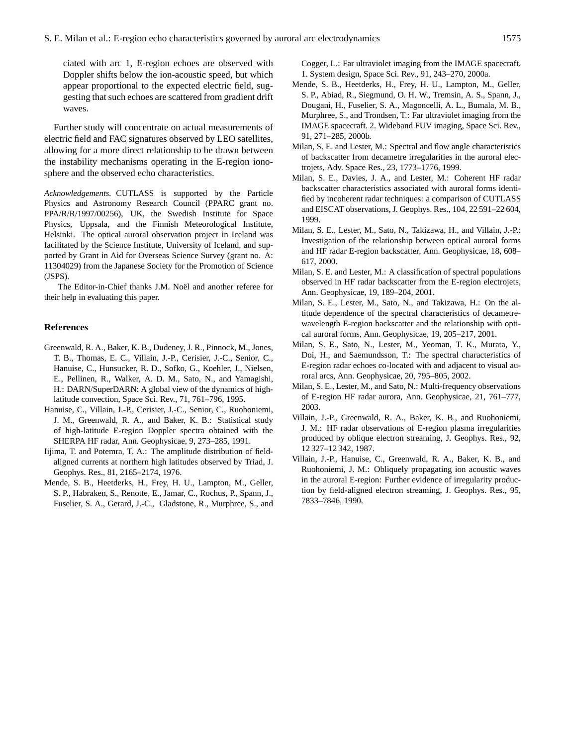ciated with arc 1, E-region echoes are observed with Doppler shifts below the ion-acoustic speed, but which appear proportional to the expected electric field, suggesting that such echoes are scattered from gradient drift waves.

Further study will concentrate on actual measurements of electric field and FAC signatures observed by LEO satellites, allowing for a more direct relationship to be drawn between the instability mechanisms operating in the E-region ionosphere and the observed echo characteristics.

*Acknowledgements.* CUTLASS is supported by the Particle Physics and Astronomy Research Council (PPARC grant no. PPA/R/R/1997/00256), UK, the Swedish Institute for Space Physics, Uppsala, and the Finnish Meteorological Institute, Helsinki. The optical auroral observation project in Iceland was facilitated by the Science Institute, University of Iceland, and supported by Grant in Aid for Overseas Science Survey (grant no. A: 11304029) from the Japanese Society for the Promotion of Science (JSPS).

The Editor-in-Chief thanks J.M. Noël and another referee for their help in evaluating this paper.

## References

Greenwald, R. A., Baker, K. B., Dudeney, J. R., Pinnock, M., Jones, T. B., Thomas, E. C., Villain, J.-P., Cerisier, J.-C., Senior, C., Hanuise, C., Hunsucker, R. D., Sofko, G., Koehler, J., Nielsen, E., Pellinen, R., Walker, A. D. M., Sato, N., and Yamagishi, H.: DARN/SuperDARN: A global view of the dynamics of high-latitude convection, Space Sci. Rev., 71, 761–796, 1995.

Hanuise, C., Villain, J.-P., Cerisier, J.-C., Senior, C., Ruohoniemi, J. M., Greenwald, R. A., and Baker, K. B.: Statistical study of high-latitude E-region Doppler spectra obtained with the SHERPA HF radar, Ann. Geophysicae, 9, 273–285, 1991.

Iijima, T. and Potemra, T. A.: The amplitude distribution of field-aligned currents at northern high latitudes observed by Triad, J. Geophys. Res., 81, 2165–2174, 1976.

Mende, S. B., Heetderks, H., Frey, H. U., Lampton, M., Geller, S. P., Habraken, S., Renotte, E., Jamar, C., Rochus, P., Spann, J., Fuselier, S. A., Gerard, J.-C., Gladstone, R., Murphree, S., and Cogger, L.: Far ultraviolet imaging from the IMAGE spacecraft. 1. System design, Space Sci. Rev., 91, 243–270, 2000a.

Mende, S. B., Heetderks, H., Frey, H. U., Lampton, M., Geller, S. P., Abiad, R., Siegmund, O. H. W., Tremsin, A. S., Spann, J., Dougani, H., Fuselier, S. A., Magoncelli, A. L., Bumala, M. B., Murphree, S., and Trondsen, T.: Far ultraviolet imaging from the IMAGE spacecraft. 2. Wideband FUV imaging, Space Sci. Rev., 91, 271–285, 2000b.

Milan, S. E. and Lester, M.: Spectral and flow angle characteristics of backscatter from decametre irregularities in the auroral electrojets, Adv. Space Res., 23, 1773–1776, 1999.

Milan, S. E., Davies, J. A., and Lester, M.: Coherent HF radar backscatter characteristics associated with auroral forms identified by incoherent radar techniques: a comparison of CUTLASS and EISCAT observations, J. Geophys. Res., 104, 22 591–22 604, 1999.

Milan, S. E., Lester, M., Sato, N., Takizawa, H., and Villain, J.-P.: Investigation of the relationship between optical auroral forms and HF radar E-region backscatter, Ann. Geophysicae, 18, 608–617, 2000.

Milan, S. E. and Lester, M.: A classification of spectral populations observed in HF radar backscatter from the E-region electrojets, Ann. Geophysicae, 19, 189–204, 2001.

Milan, S. E., Lester, M., Sato, N., and Takizawa, H.: On the altitude dependence of the spectral characteristics of decametre-wavelength E-region backscatter and the relationship with optical auroral forms, Ann. Geophysicae, 19, 205–217, 2001.

Milan, S. E., Sato, N., Lester, M., Yeoman, T. K., Murata, Y., Doi, H., and Saemundsson, T.: The spectral characteristics of E-region radar echoes co-located with and adjacent to visual auroral arcs, Ann. Geophysicae, 20, 795–805, 2002.

Milan, S. E., Lester, M., and Sato, N.: Multi-frequency observations of E-region HF radar aurora, Ann. Geophysicae, 21, 761–777, 2003.

Villain, J.-P., Greenwald, R. A., Baker, K. B., and Ruohoniemi, J. M.: HF radar observations of E-region plasma irregularities produced by oblique electron streaming, J. Geophys. Res., 92, 12 327–12 342, 1987.

Villain, J.-P., Hanuise, C., Greenwald, R. A., Baker, K. B., and Ruohoniemi, J. M.: Obliquely propagating ion acoustic waves in the auroral E-region: Further evidence of irregularity production by field-aligned electron streaming, J. Geophys. Res., 95, 7833–7846, 1990.